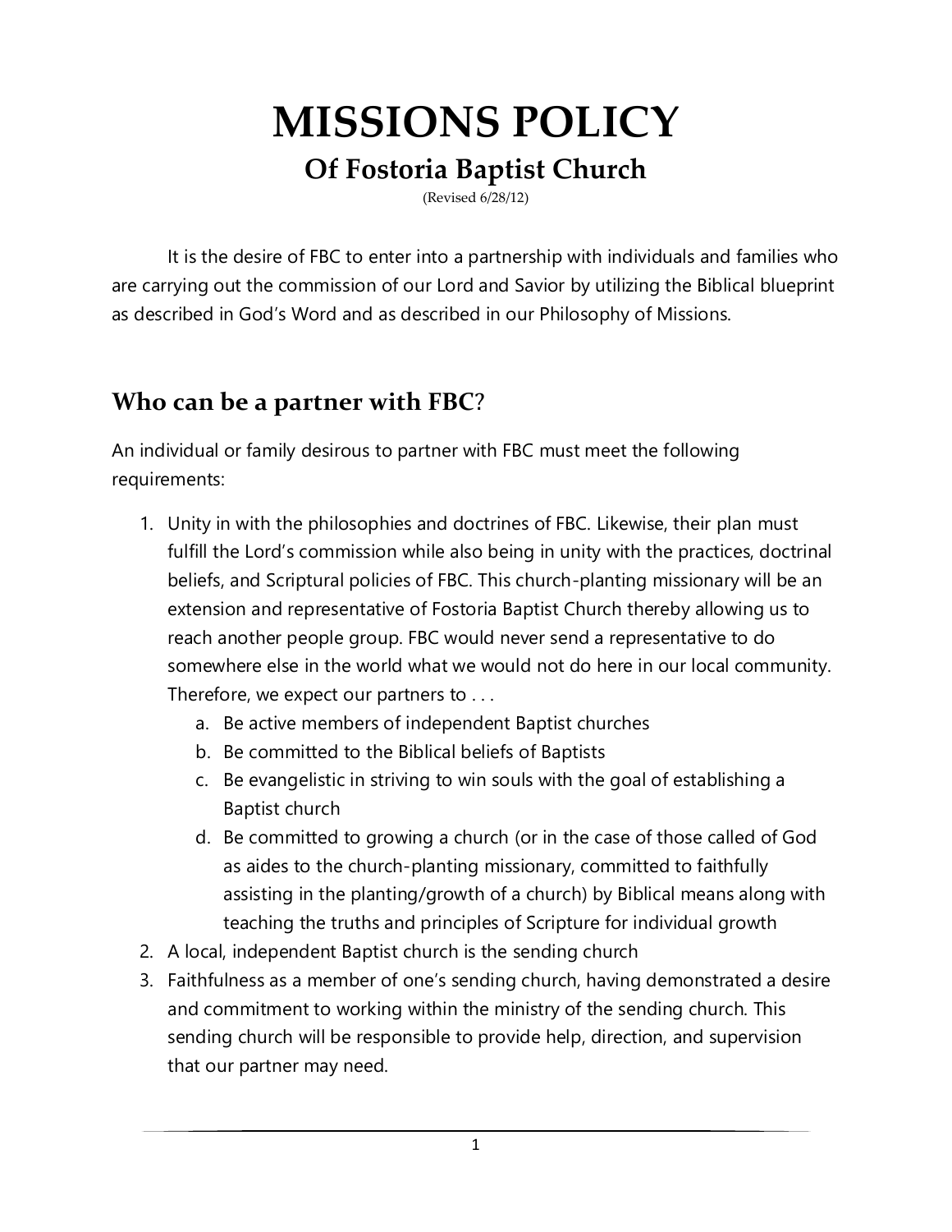# MISSIONS POLICY

## Of Fostoria Baptist Church

(Revised 6/28/12)

It is the desire of FBC to enter into a partnership with individuals and families who are carrying out the commission of our Lord and Savior by utilizing the Biblical blueprint as described in God's Word and as described in our Philosophy of Missions.

## Who can be a partner with FBC?

An individual or family desirous to partner with FBC must meet the following requirements:

1. Unity in with the philosophies and doctrines of FBC. Likewise, their plan must fulfill the Lord's commission while also being in unity with the practices, doctrinal beliefs, and Scriptural policies of FBC. This church-planting missionary will be an extension and representative of Fostoria Baptist Church thereby allowing us to reach another people group. FBC would never send a representative to do somewhere else in the world what we would not do here in our local community. Therefore, we expect our partners to . . .
   a. Be active members of independent Baptist churches
   b. Be committed to the Biblical beliefs of Baptists
   c. Be evangelistic in striving to win souls with the goal of establishing a Baptist church
   d. Be committed to growing a church (or in the case of those called of God as aides to the church-planting missionary, committed to faithfully assisting in the planting/growth of a church) by Biblical means along with teaching the truths and principles of Scripture for individual growth
2. A local, independent Baptist church is the sending church
3. Faithfulness as a member of one's sending church, having demonstrated a desire and commitment to working within the ministry of the sending church. This sending church will be responsible to provide help, direction, and supervision that our partner may need.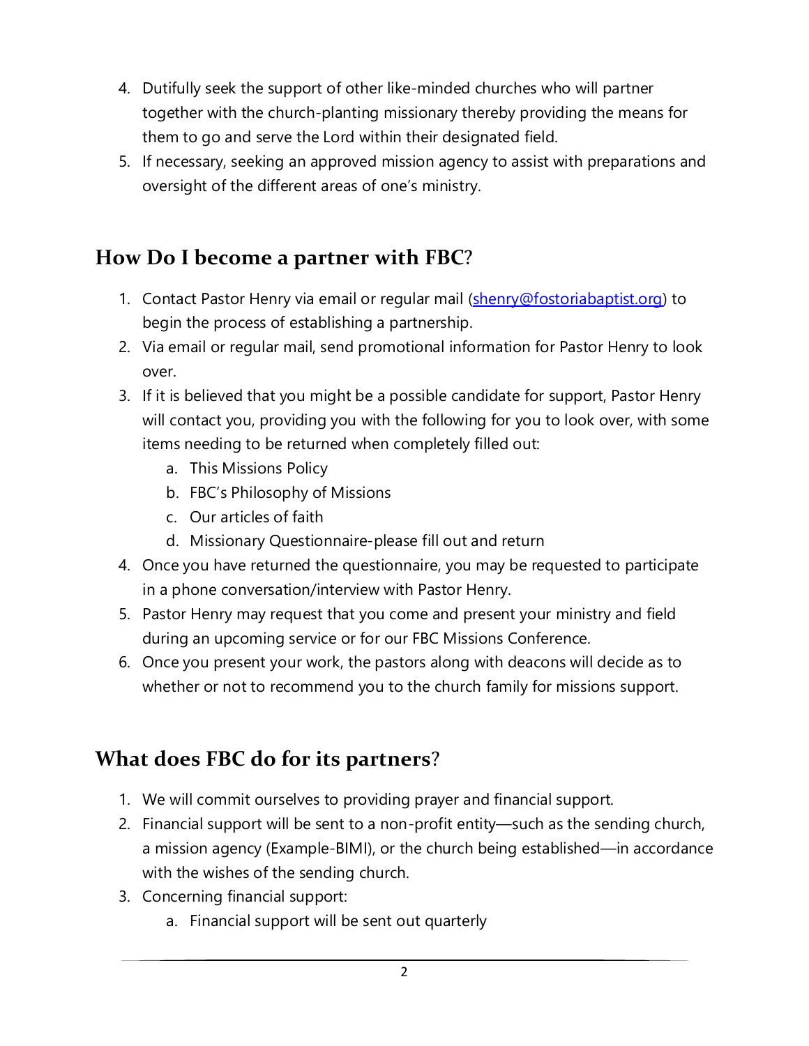4. Dutifully seek the support of other like-minded churches who will partner together with the church-planting missionary thereby providing the means for them to go and serve the Lord within their designated field.
5. If necessary, seeking an approved mission agency to assist with preparations and oversight of the different areas of one's ministry.

## How Do I become a partner with FBC?

1. Contact Pastor Henry via email or regular mail (shenry@fostoriabaptist.org) to begin the process of establishing a partnership.
2. Via email or regular mail, send promotional information for Pastor Henry to look over.
3. If it is believed that you might be a possible candidate for support, Pastor Henry will contact you, providing you with the following for you to look over, with some items needing to be returned when completely filled out:
   a. This Missions Policy
   b. FBC's Philosophy of Missions
   c. Our articles of faith
   d. Missionary Questionnaire-please fill out and return
4. Once you have returned the questionnaire, you may be requested to participate in a phone conversation/interview with Pastor Henry.
5. Pastor Henry may request that you come and present your ministry and field during an upcoming service or for our FBC Missions Conference.
6. Once you present your work, the pastors along with deacons will decide as to whether or not to recommend you to the church family for missions support.

## What does FBC do for its partners?

1. We will commit ourselves to providing prayer and financial support.
2. Financial support will be sent to a non-profit entity—such as the sending church, a mission agency (Example-BIMI), or the church being established—in accordance with the wishes of the sending church.
3. Concerning financial support:
   a. Financial support will be sent out quarterly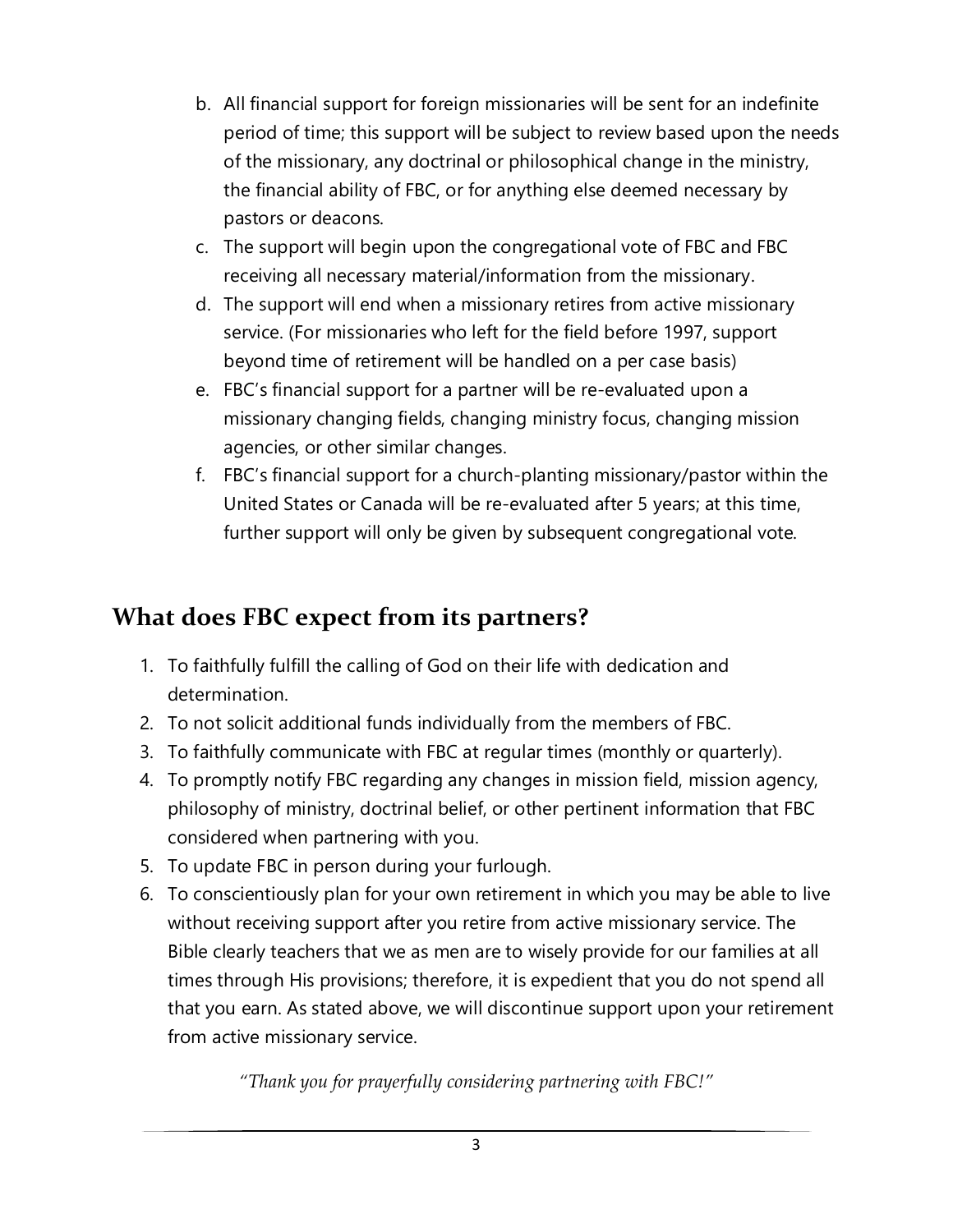b. All financial support for foreign missionaries will be sent for an indefinite period of time; this support will be subject to review based upon the needs of the missionary, any doctrinal or philosophical change in the ministry, the financial ability of FBC, or for anything else deemed necessary by pastors or deacons.
c. The support will begin upon the congregational vote of FBC and FBC receiving all necessary material/information from the missionary.
d. The support will end when a missionary retires from active missionary service. (For missionaries who left for the field before 1997, support beyond time of retirement will be handled on a per case basis)
e. FBC's financial support for a partner will be re-evaluated upon a missionary changing fields, changing ministry focus, changing mission agencies, or other similar changes.
f. FBC's financial support for a church-planting missionary/pastor within the United States or Canada will be re-evaluated after 5 years; at this time, further support will only be given by subsequent congregational vote.

## What does FBC expect from its partners?

1. To faithfully fulfill the calling of God on their life with dedication and determination.
2. To not solicit additional funds individually from the members of FBC.
3. To faithfully communicate with FBC at regular times (monthly or quarterly).
4. To promptly notify FBC regarding any changes in mission field, mission agency, philosophy of ministry, doctrinal belief, or other pertinent information that FBC considered when partnering with you.
5. To update FBC in person during your furlough.
6. To conscientiously plan for your own retirement in which you may be able to live without receiving support after you retire from active missionary service. The Bible clearly teachers that we as men are to wisely provide for our families at all times through His provisions; therefore, it is expedient that you do not spend all that you earn. As stated above, we will discontinue support upon your retirement from active missionary service.

*"Thank you for prayerfully considering partnering with FBC!"*